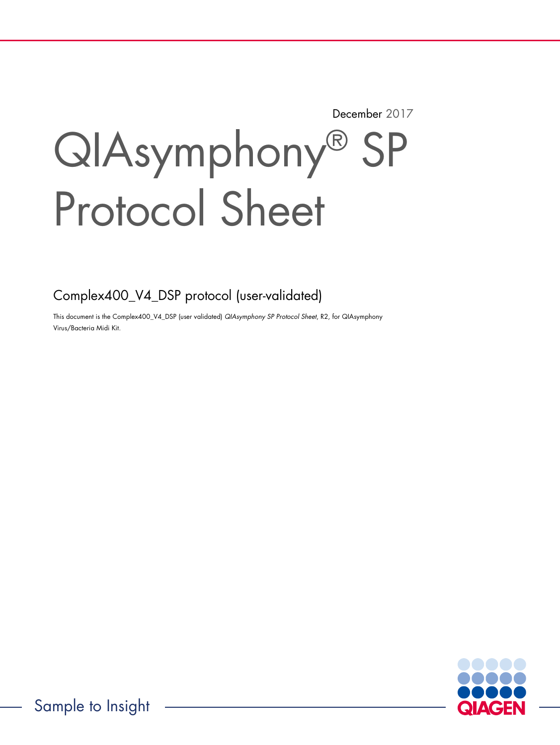December 2017

# QIAsymphony® SP Protocol Sheet

## Complex400_V4_DSP protocol (user-validated)

This document is the Complex400_V4_DSP (user validated) *QIAsymphony SP Protocol Sheet*, R2, for QIAsymphony Virus/Bacteria Midi Kit.

Sample to Insight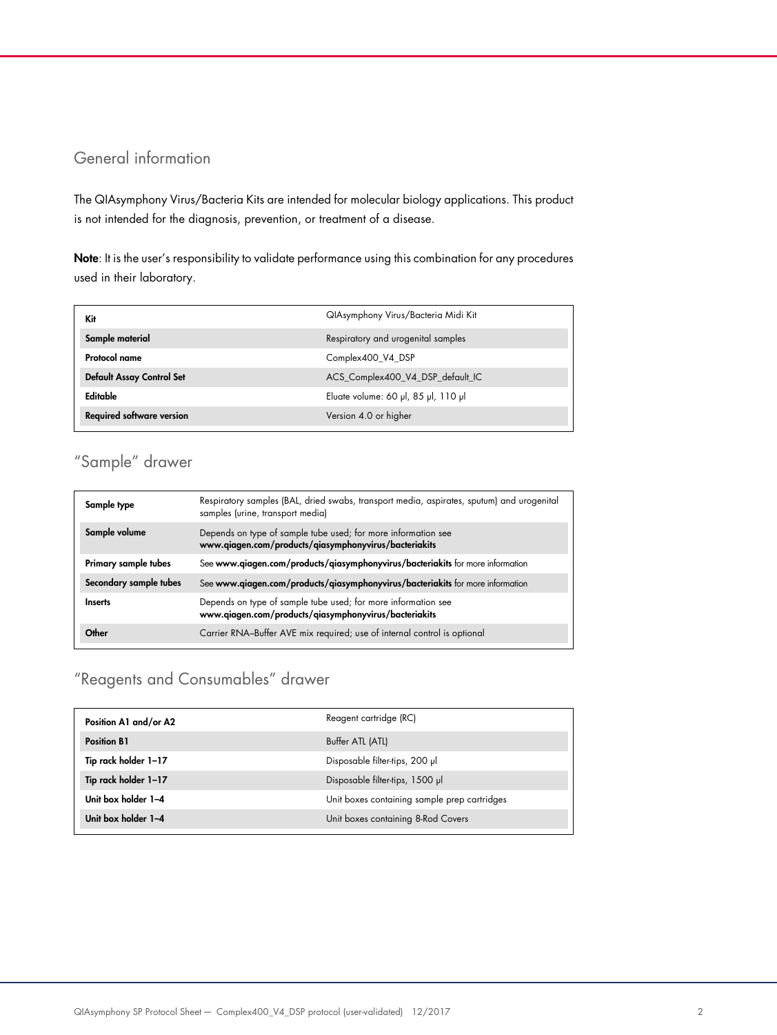## General information

The QIAsymphony Virus/Bacteria Kits are intended for molecular biology applications. This product is not intended for the diagnosis, prevention, or treatment of a disease.

**Note**: It is the user's responsibility to validate performance using this combination for any procedures used in their laboratory.

| **Kit** | QIAsymphony Virus/Bacteria Midi Kit |
|---|---|
| **Sample material** | Respiratory and urogenital samples |
| **Protocol name** | Complex400_V4_DSP |
| **Default Assay Control Set** | ACS_Complex400_V4_DSP_default_IC |
| **Editable** | Eluate volume: 60 µl, 85 µl, 110 µl |
| **Required software version** | Version 4.0 or higher |

## "Sample" drawer

| **Sample type** | Respiratory samples (BAL, dried swabs, transport media, aspirates, sputum) and urogenital samples (urine, transport media) |
|---|---|
| **Sample volume** | Depends on type of sample tube used; for more information see **www.qiagen.com/products/qiasymphonyvirus/bacteriakits** |
| **Primary sample tubes** | See **www.qiagen.com/products/qiasymphonyvirus/bacteriakits** for more information |
| **Secondary sample tubes** | See **www.qiagen.com/products/qiasymphonyvirus/bacteriakits** for more information |
| **Inserts** | Depends on type of sample tube used; for more information see **www.qiagen.com/products/qiasymphonyvirus/bacteriakits** |
| **Other** | Carrier RNA–Buffer AVE mix required; use of internal control is optional |

## "Reagents and Consumables" drawer

| **Position A1 and/or A2** | Reagent cartridge (RC) |
|---|---|
| **Position B1** | Buffer ATL (ATL) |
| **Tip rack holder 1–17** | Disposable filter-tips, 200 µl |
| **Tip rack holder 1–17** | Disposable filter-tips, 1500 µl |
| **Unit box holder 1–4** | Unit boxes containing sample prep cartridges |
| **Unit box holder 1–4** | Unit boxes containing 8-Rod Covers |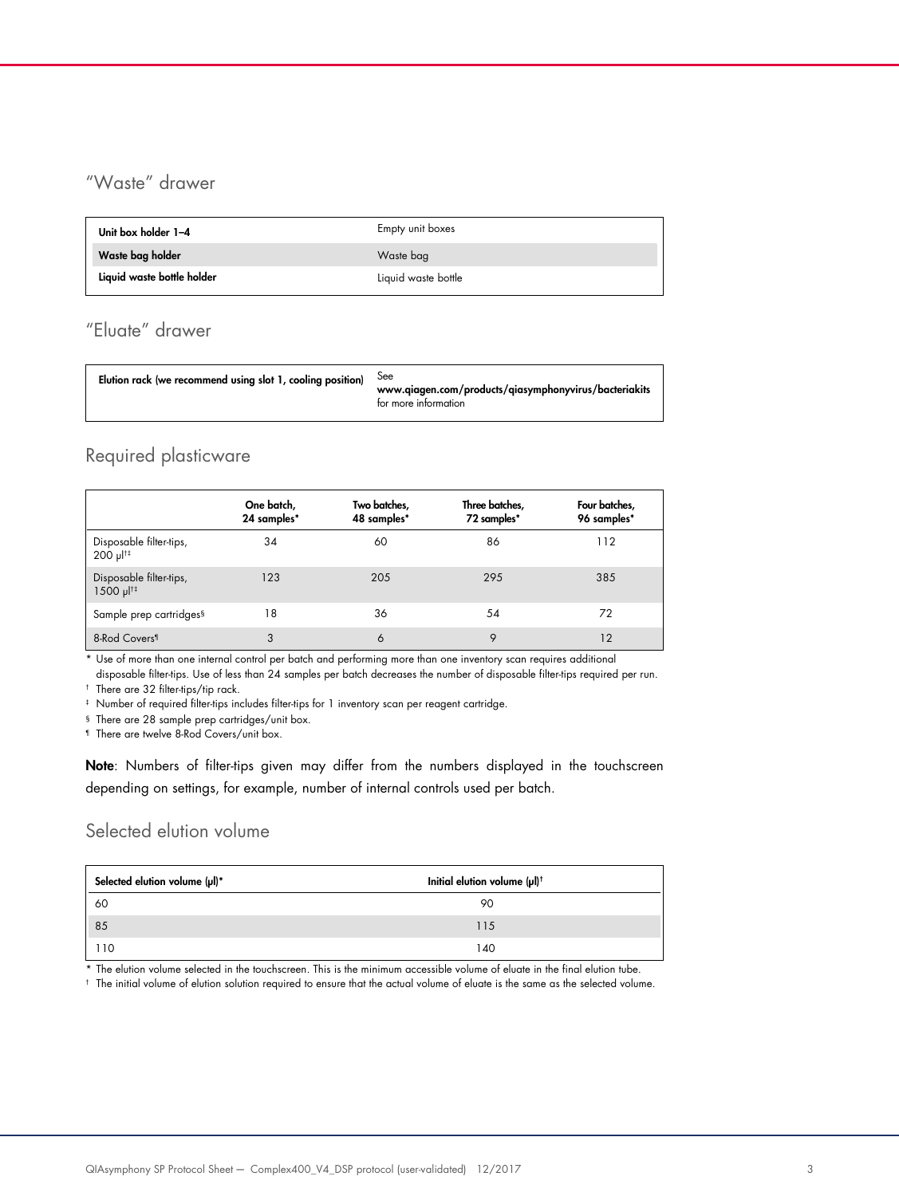## "Waste" drawer

| | |
|---|---|
| **Unit box holder 1–4** | Empty unit boxes |
| **Waste bag holder** | Waste bag |
| **Liquid waste bottle holder** | Liquid waste bottle |

## "Eluate" drawer

| | |
|---|---|
| **Elution rack (we recommend using slot 1, cooling position)** | See **www.qiagen.com/products/qiasymphonyvirus/bacteriakits** for more information |

## Required plasticware

| | One batch, 24 samples* | Two batches, 48 samples* | Three batches, 72 samples* | Four batches, 96 samples* |
|---|---|---|---|---|
| Disposable filter-tips, 200 µl†‡ | 34 | 60 | 86 | 112 |
| Disposable filter-tips, 1500 µl†‡ | 123 | 205 | 295 | 385 |
| Sample prep cartridges§ | 18 | 36 | 54 | 72 |
| 8-Rod Covers¶ | 3 | 6 | 9 | 12 |

\* Use of more than one internal control per batch and performing more than one inventory scan requires additional disposable filter-tips. Use of less than 24 samples per batch decreases the number of disposable filter-tips required per run.

† There are 32 filter-tips/tip rack.

‡ Number of required filter-tips includes filter-tips for 1 inventory scan per reagent cartridge.

§ There are 28 sample prep cartridges/unit box.

¶ There are twelve 8-Rod Covers/unit box.

**Note**: Numbers of filter-tips given may differ from the numbers displayed in the touchscreen depending on settings, for example, number of internal controls used per batch.

## Selected elution volume

| Selected elution volume (µl)* | Initial elution volume (µl)† |
|---|---|
| 60 | 90 |
| 85 | 115 |
| 110 | 140 |

\* The elution volume selected in the touchscreen. This is the minimum accessible volume of eluate in the final elution tube.

† The initial volume of elution solution required to ensure that the actual volume of eluate is the same as the selected volume.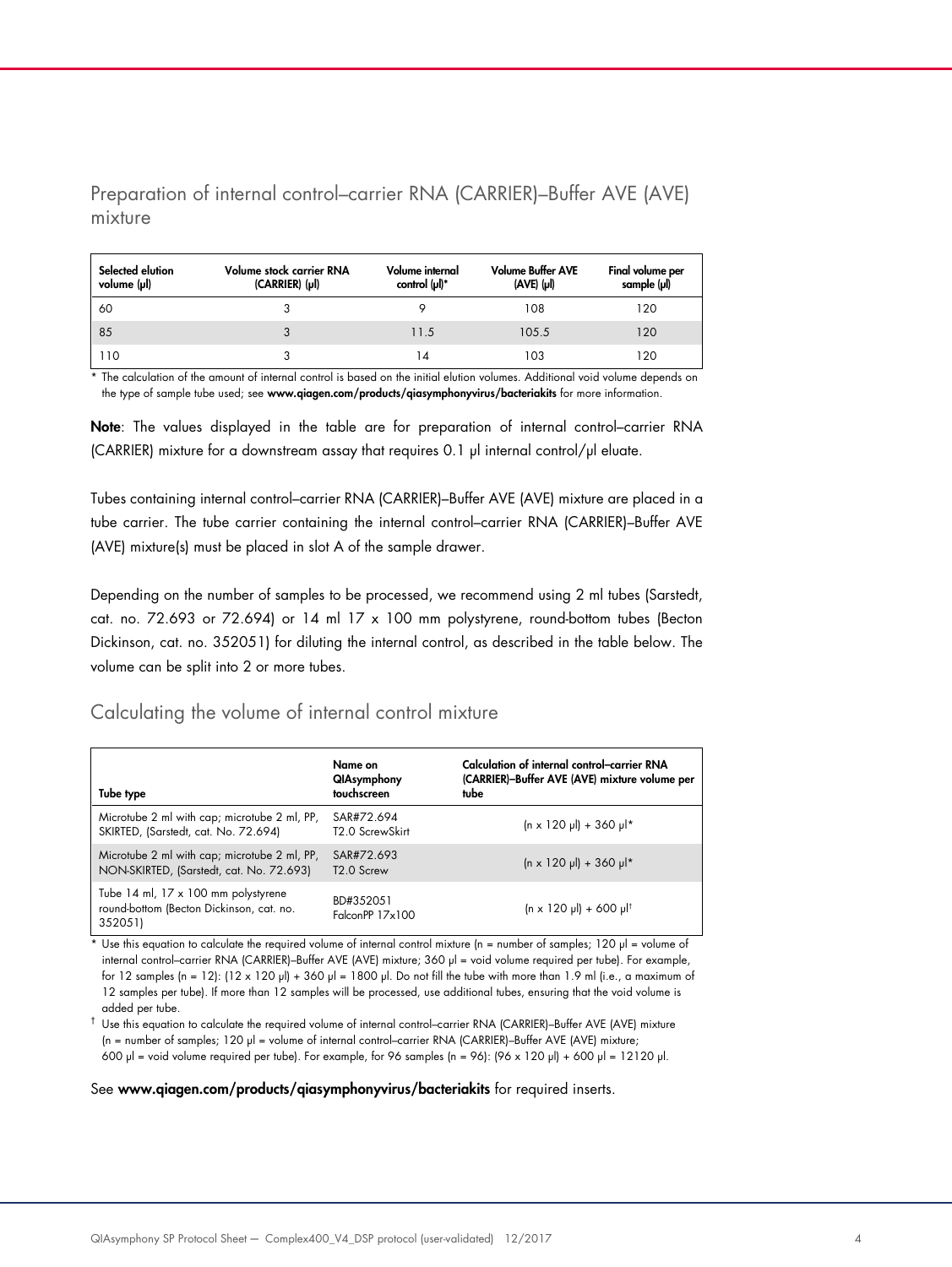## Preparation of internal control–carrier RNA (CARRIER)–Buffer AVE (AVE) mixture

| Selected elution volume (µl) | Volume stock carrier RNA (CARRIER) (µl) | Volume internal control (µl)* | Volume Buffer AVE (AVE) (µl) | Final volume per sample (µl) |
|---|---|---|---|---|
| 60 | 3 | 9 | 108 | 120 |
| 85 | 3 | 11.5 | 105.5 | 120 |
| 110 | 3 | 14 | 103 | 120 |

* The calculation of the amount of internal control is based on the initial elution volumes. Additional void volume depends on the type of sample tube used; see **www.qiagen.com/products/qiasymphonyvirus/bacteriakits** for more information.

**Note**: The values displayed in the table are for preparation of internal control–carrier RNA (CARRIER) mixture for a downstream assay that requires 0.1 µl internal control/µl eluate.

Tubes containing internal control–carrier RNA (CARRIER)–Buffer AVE (AVE) mixture are placed in a tube carrier. The tube carrier containing the internal control–carrier RNA (CARRIER)–Buffer AVE (AVE) mixture(s) must be placed in slot A of the sample drawer.

Depending on the number of samples to be processed, we recommend using 2 ml tubes (Sarstedt, cat. no. 72.693 or 72.694) or 14 ml 17 x 100 mm polystyrene, round-bottom tubes (Becton Dickinson, cat. no. 352051) for diluting the internal control, as described in the table below. The volume can be split into 2 or more tubes.

## Calculating the volume of internal control mixture

| Tube type | Name on QIAsymphony touchscreen | Calculation of internal control–carrier RNA (CARRIER)–Buffer AVE (AVE) mixture volume per tube |
|---|---|---|
| Microtube 2 ml with cap; microtube 2 ml, PP, SKIRTED, (Sarstedt, cat. No. 72.694) | SAR#72.694 T2.0 ScrewSkirt | (n x 120 µl) + 360 µl* |
| Microtube 2 ml with cap; microtube 2 ml, PP, NON-SKIRTED, (Sarstedt, cat. No. 72.693) | SAR#72.693 T2.0 Screw | (n x 120 µl) + 360 µl* |
| Tube 14 ml, 17 x 100 mm polystyrene round-bottom (Becton Dickinson, cat. no. 352051) | BD#352051 FalconPP 17x100 | (n x 120 µl) + 600 µl† |

* Use this equation to calculate the required volume of internal control mixture (n = number of samples; 120 µl = volume of internal control–carrier RNA (CARRIER)–Buffer AVE (AVE) mixture; 360 µl = void volume required per tube). For example, for 12 samples (n = 12): (12 x 120 µl) + 360 µl = 1800 µl. Do not fill the tube with more than 1.9 ml (i.e., a maximum of 12 samples per tube). If more than 12 samples will be processed, use additional tubes, ensuring that the void volume is added per tube.

† Use this equation to calculate the required volume of internal control–carrier RNA (CARRIER)–Buffer AVE (AVE) mixture (n = number of samples; 120 µl = volume of internal control–carrier RNA (CARRIER)–Buffer AVE (AVE) mixture; 600 µl = void volume required per tube). For example, for 96 samples (n = 96): (96 x 120 µl) + 600 µl = 12120 µl.

See **www.qiagen.com/products/qiasymphonyvirus/bacteriakits** for required inserts.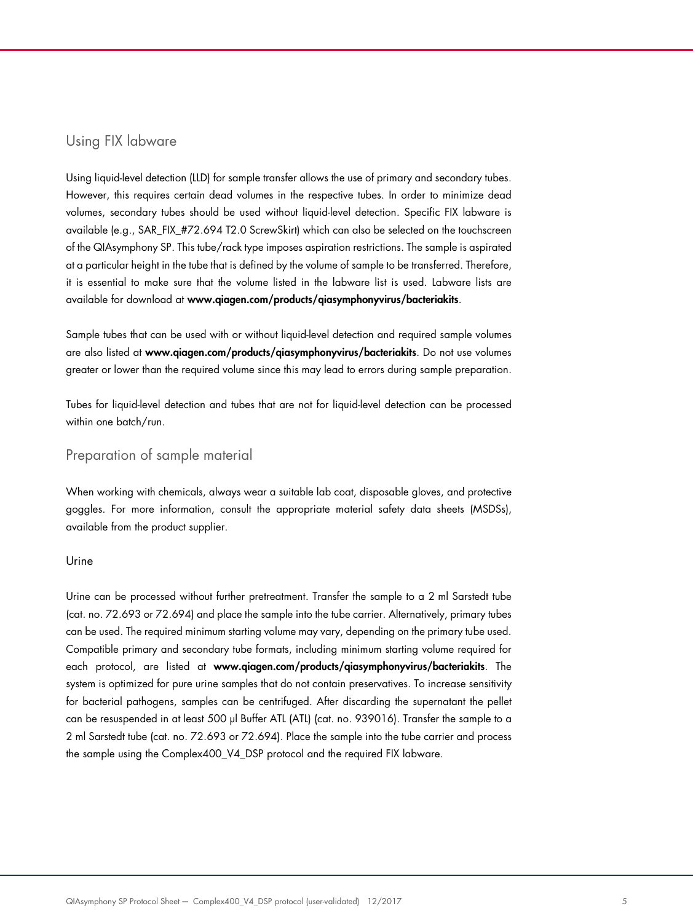## Using FIX labware

Using liquid-level detection (LLD) for sample transfer allows the use of primary and secondary tubes. However, this requires certain dead volumes in the respective tubes. In order to minimize dead volumes, secondary tubes should be used without liquid-level detection. Specific FIX labware is available (e.g., SAR_FIX_#72.694 T2.0 ScrewSkirt) which can also be selected on the touchscreen of the QIAsymphony SP. This tube/rack type imposes aspiration restrictions. The sample is aspirated at a particular height in the tube that is defined by the volume of sample to be transferred. Therefore, it is essential to make sure that the volume listed in the labware list is used. Labware lists are available for download at **www.qiagen.com/products/qiasymphonyvirus/bacteriakits**.

Sample tubes that can be used with or without liquid-level detection and required sample volumes are also listed at **www.qiagen.com/products/qiasymphonyvirus/bacteriakits**. Do not use volumes greater or lower than the required volume since this may lead to errors during sample preparation.

Tubes for liquid-level detection and tubes that are not for liquid-level detection can be processed within one batch/run.

## Preparation of sample material

When working with chemicals, always wear a suitable lab coat, disposable gloves, and protective goggles. For more information, consult the appropriate material safety data sheets (MSDSs), available from the product supplier.

### Urine

Urine can be processed without further pretreatment. Transfer the sample to a 2 ml Sarstedt tube (cat. no. 72.693 or 72.694) and place the sample into the tube carrier. Alternatively, primary tubes can be used. The required minimum starting volume may vary, depending on the primary tube used. Compatible primary and secondary tube formats, including minimum starting volume required for each protocol, are listed at **www.qiagen.com/products/qiasymphonyvirus/bacteriakits**. The system is optimized for pure urine samples that do not contain preservatives. To increase sensitivity for bacterial pathogens, samples can be centrifuged. After discarding the supernatant the pellet can be resuspended in at least 500 µl Buffer ATL (ATL) (cat. no. 939016). Transfer the sample to a 2 ml Sarstedt tube (cat. no. 72.693 or 72.694). Place the sample into the tube carrier and process the sample using the Complex400_V4_DSP protocol and the required FIX labware.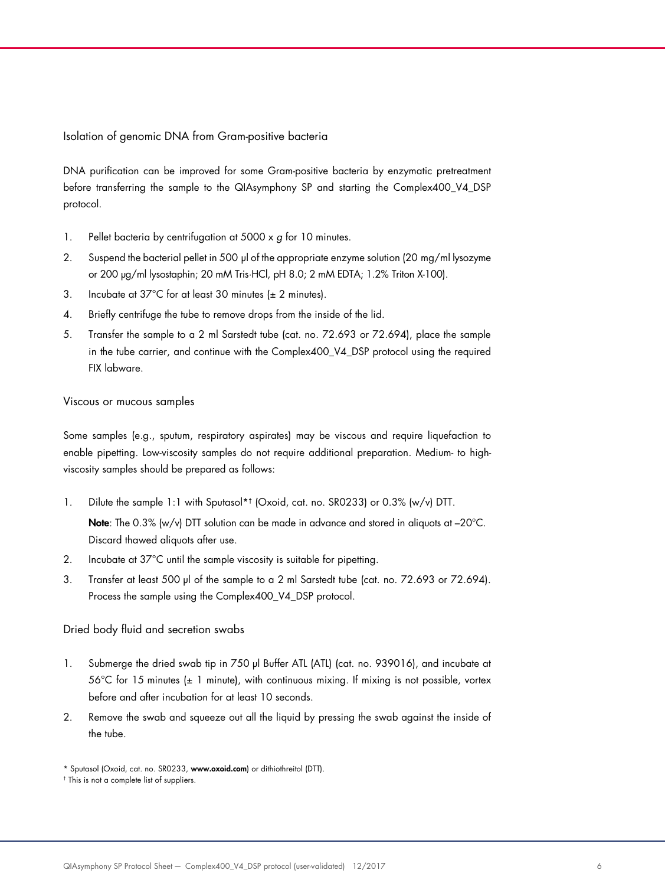## Isolation of genomic DNA from Gram-positive bacteria

DNA purification can be improved for some Gram-positive bacteria by enzymatic pretreatment before transferring the sample to the QIAsymphony SP and starting the Complex400_V4_DSP protocol.

1. Pellet bacteria by centrifugation at 5000 x *g* for 10 minutes.
2. Suspend the bacterial pellet in 500 µl of the appropriate enzyme solution (20 mg/ml lysozyme or 200 µg/ml lysostaphin; 20 mM Tris·HCl, pH 8.0; 2 mM EDTA; 1.2% Triton X-100).
3. Incubate at 37°C for at least 30 minutes (± 2 minutes).
4. Briefly centrifuge the tube to remove drops from the inside of the lid.
5. Transfer the sample to a 2 ml Sarstedt tube (cat. no. 72.693 or 72.694), place the sample in the tube carrier, and continue with the Complex400_V4_DSP protocol using the required FIX labware.

## Viscous or mucous samples

Some samples (e.g., sputum, respiratory aspirates) may be viscous and require liquefaction to enable pipetting. Low-viscosity samples do not require additional preparation. Medium- to high-viscosity samples should be prepared as follows:

1. Dilute the sample 1:1 with Sputasol*† (Oxoid, cat. no. SR0233) or 0.3% (w/v) DTT.

   **Note**: The 0.3% (w/v) DTT solution can be made in advance and stored in aliquots at –20°C. Discard thawed aliquots after use.
2. Incubate at 37°C until the sample viscosity is suitable for pipetting.
3. Transfer at least 500 µl of the sample to a 2 ml Sarstedt tube (cat. no. 72.693 or 72.694). Process the sample using the Complex400_V4_DSP protocol.

## Dried body fluid and secretion swabs

1. Submerge the dried swab tip in 750 µl Buffer ATL (ATL) (cat. no. 939016), and incubate at 56°C for 15 minutes (± 1 minute), with continuous mixing. If mixing is not possible, vortex before and after incubation for at least 10 seconds.
2. Remove the swab and squeeze out all the liquid by pressing the swab against the inside of the tube.

\* Sputasol (Oxoid, cat. no. SR0233, **www.oxoid.com**) or dithiothreitol (DTT).

† This is not a complete list of suppliers.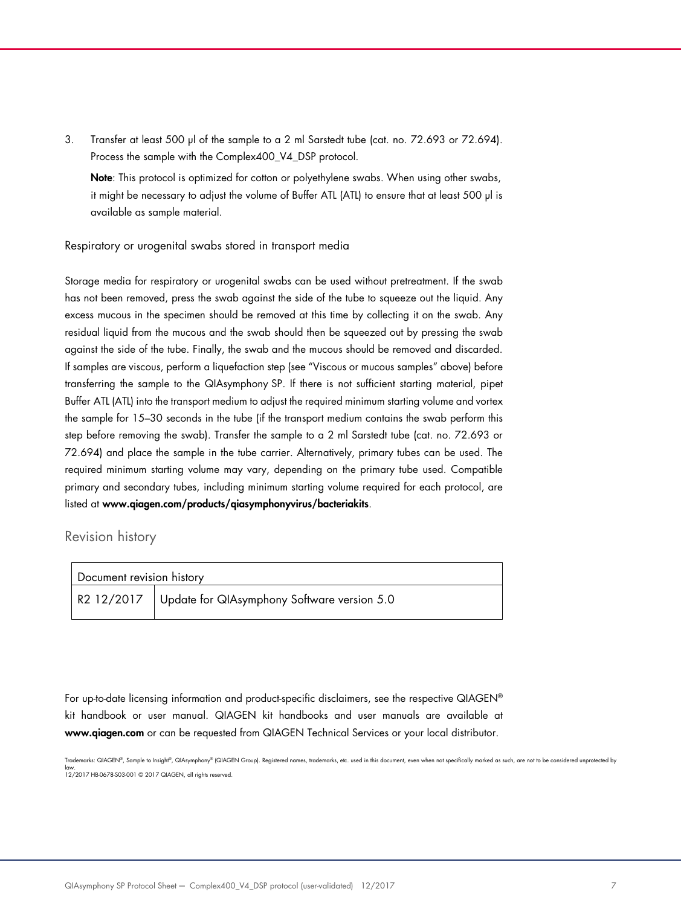3. Transfer at least 500 µl of the sample to a 2 ml Sarstedt tube (cat. no. 72.693 or 72.694). Process the sample with the Complex400_V4_DSP protocol.

   **Note**: This protocol is optimized for cotton or polyethylene swabs. When using other swabs, it might be necessary to adjust the volume of Buffer ATL (ATL) to ensure that at least 500 µl is available as sample material.

### Respiratory or urogenital swabs stored in transport media

Storage media for respiratory or urogenital swabs can be used without pretreatment. If the swab has not been removed, press the swab against the side of the tube to squeeze out the liquid. Any excess mucous in the specimen should be removed at this time by collecting it on the swab. Any residual liquid from the mucous and the swab should then be squeezed out by pressing the swab against the side of the tube. Finally, the swab and the mucous should be removed and discarded. If samples are viscous, perform a liquefaction step (see "Viscous or mucous samples" above) before transferring the sample to the QIAsymphony SP. If there is not sufficient starting material, pipet Buffer ATL (ATL) into the transport medium to adjust the required minimum starting volume and vortex the sample for 15–30 seconds in the tube (if the transport medium contains the swab perform this step before removing the swab). Transfer the sample to a 2 ml Sarstedt tube (cat. no. 72.693 or 72.694) and place the sample in the tube carrier. Alternatively, primary tubes can be used. The required minimum starting volume may vary, depending on the primary tube used. Compatible primary and secondary tubes, including minimum starting volume required for each protocol, are listed at **www.qiagen.com/products/qiasymphonyvirus/bacteriakits**.

## Revision history

| Document revision history | |
|---|---|
| R2 12/2017 | Update for QIAsymphony Software version 5.0 |

For up-to-date licensing information and product-specific disclaimers, see the respective QIAGEN® kit handbook or user manual. QIAGEN kit handbooks and user manuals are available at **www.qiagen.com** or can be requested from QIAGEN Technical Services or your local distributor.

Trademarks: QIAGEN®, Sample to Insight®, QIAsymphony® (QIAGEN Group). Registered names, trademarks, etc. used in this document, even when not specifically marked as such, are not to be considered unprotected by law.
12/2017 HB-0678-S03-001 © 2017 QIAGEN, all rights reserved.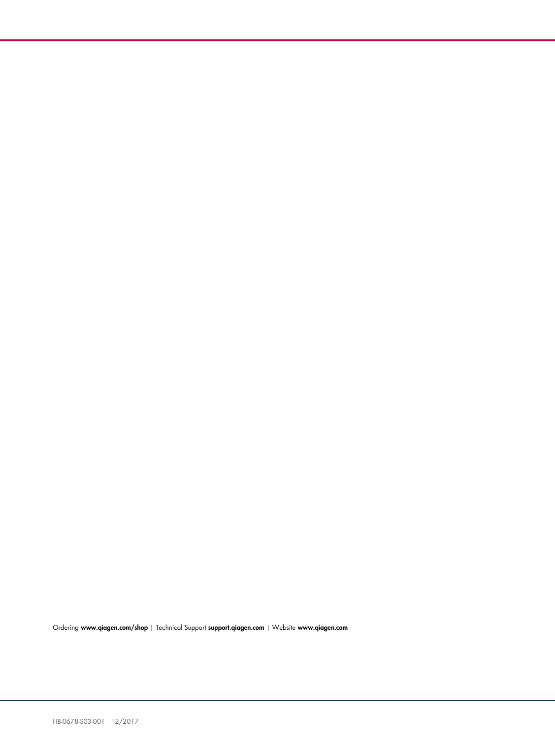Ordering **www.qiagen.com/shop** | Technical Support **support.qiagen.com** | Website **www.qiagen.com**

HB-0678-S03-001 12/2017